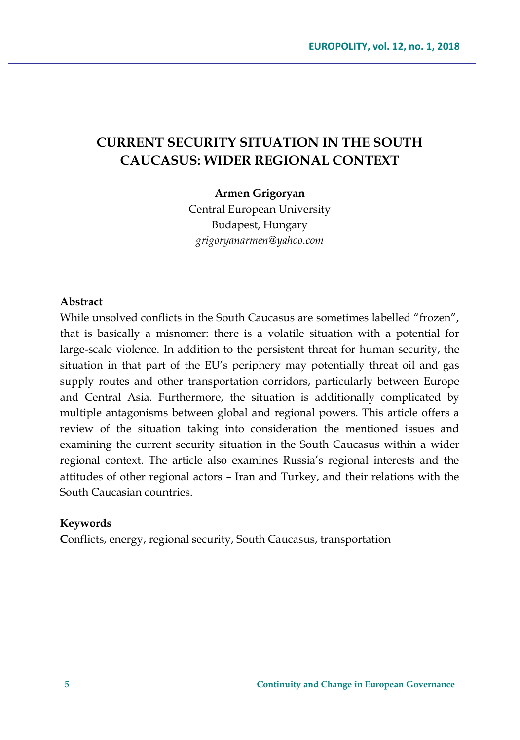# CURRENT SECURITY SITUATION IN THE SOUTH CAUCASUS: WIDER REGIONAL CONTEXT

**Armen Grigoryan**
Central European University
Budapest, Hungary
*grigoryanarmen@yahoo.com*

**Abstract**

While unsolved conflicts in the South Caucasus are sometimes labelled "frozen", that is basically a misnomer: there is a volatile situation with a potential for large-scale violence. In addition to the persistent threat for human security, the situation in that part of the EU's periphery may potentially threat oil and gas supply routes and other transportation corridors, particularly between Europe and Central Asia. Furthermore, the situation is additionally complicated by multiple antagonisms between global and regional powers. This article offers a review of the situation taking into consideration the mentioned issues and examining the current security situation in the South Caucasus within a wider regional context. The article also examines Russia's regional interests and the attitudes of other regional actors – Iran and Turkey, and their relations with the South Caucasian countries.

**Keywords**

**C**onflicts, energy, regional security, South Caucasus, transportation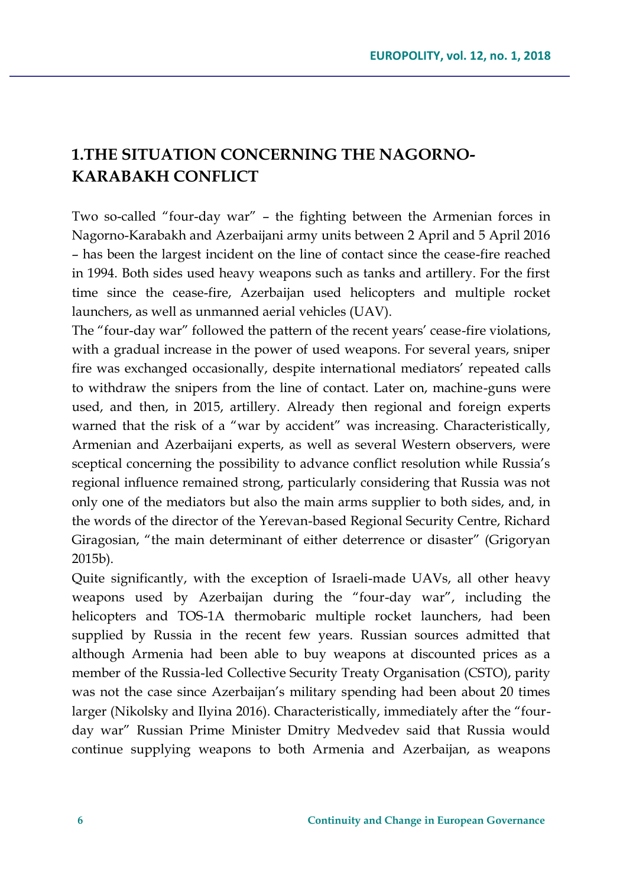# 1.THE SITUATION CONCERNING THE NAGORNO-KARABAKH CONFLICT

Two so-called "four-day war" – the fighting between the Armenian forces in Nagorno-Karabakh and Azerbaijani army units between 2 April and 5 April 2016 – has been the largest incident on the line of contact since the cease-fire reached in 1994. Both sides used heavy weapons such as tanks and artillery. For the first time since the cease-fire, Azerbaijan used helicopters and multiple rocket launchers, as well as unmanned aerial vehicles (UAV).

The "four-day war" followed the pattern of the recent years' cease-fire violations, with a gradual increase in the power of used weapons. For several years, sniper fire was exchanged occasionally, despite international mediators' repeated calls to withdraw the snipers from the line of contact. Later on, machine-guns were used, and then, in 2015, artillery. Already then regional and foreign experts warned that the risk of a "war by accident" was increasing. Characteristically, Armenian and Azerbaijani experts, as well as several Western observers, were sceptical concerning the possibility to advance conflict resolution while Russia's regional influence remained strong, particularly considering that Russia was not only one of the mediators but also the main arms supplier to both sides, and, in the words of the director of the Yerevan-based Regional Security Centre, Richard Giragosian, "the main determinant of either deterrence or disaster" (Grigoryan 2015b).

Quite significantly, with the exception of Israeli-made UAVs, all other heavy weapons used by Azerbaijan during the "four-day war", including the helicopters and TOS-1A thermobaric multiple rocket launchers, had been supplied by Russia in the recent few years. Russian sources admitted that although Armenia had been able to buy weapons at discounted prices as a member of the Russia-led Collective Security Treaty Organisation (CSTO), parity was not the case since Azerbaijan's military spending had been about 20 times larger (Nikolsky and Ilyina 2016). Characteristically, immediately after the "four-day war" Russian Prime Minister Dmitry Medvedev said that Russia would continue supplying weapons to both Armenia and Azerbaijan, as weapons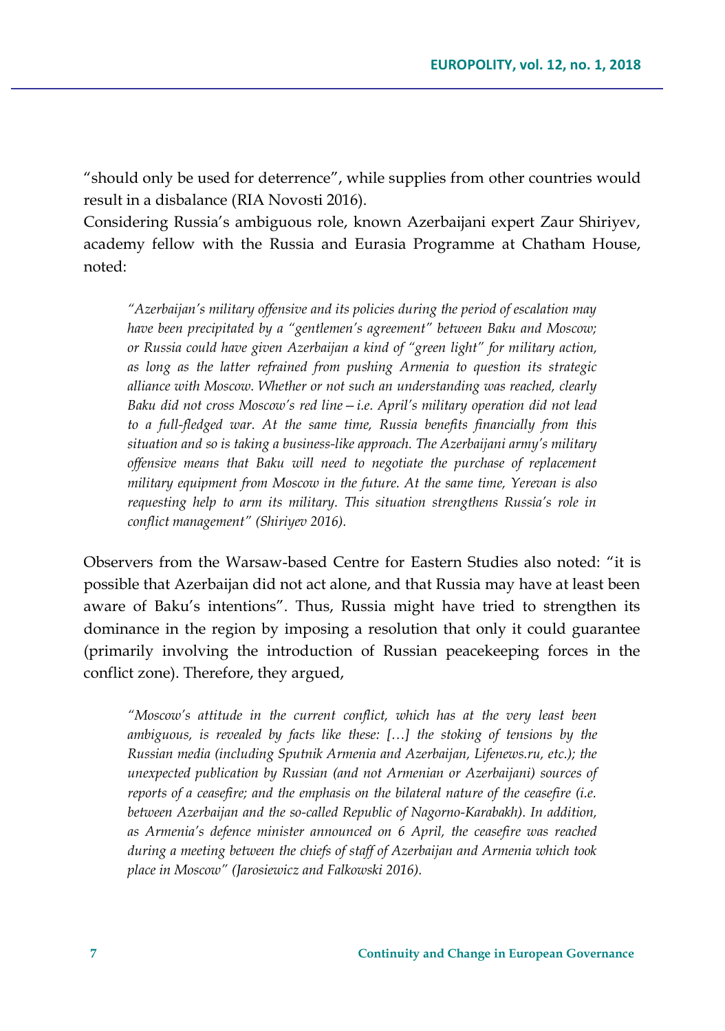"should only be used for deterrence", while supplies from other countries would result in a disbalance (RIA Novosti 2016).

Considering Russia's ambiguous role, known Azerbaijani expert Zaur Shiriyev, academy fellow with the Russia and Eurasia Programme at Chatham House, noted:

> *"Azerbaijan's military offensive and its policies during the period of escalation may have been precipitated by a "gentlemen's agreement" between Baku and Moscow; or Russia could have given Azerbaijan a kind of "green light" for military action, as long as the latter refrained from pushing Armenia to question its strategic alliance with Moscow. Whether or not such an understanding was reached, clearly Baku did not cross Moscow's red line—i.e. April's military operation did not lead to a full-fledged war. At the same time, Russia benefits financially from this situation and so is taking a business-like approach. The Azerbaijani army's military offensive means that Baku will need to negotiate the purchase of replacement military equipment from Moscow in the future. At the same time, Yerevan is also requesting help to arm its military. This situation strengthens Russia's role in conflict management" (Shiriyev 2016).*

Observers from the Warsaw-based Centre for Eastern Studies also noted: "it is possible that Azerbaijan did not act alone, and that Russia may have at least been aware of Baku's intentions". Thus, Russia might have tried to strengthen its dominance in the region by imposing a resolution that only it could guarantee (primarily involving the introduction of Russian peacekeeping forces in the conflict zone). Therefore, they argued,

> *"Moscow's attitude in the current conflict, which has at the very least been ambiguous, is revealed by facts like these: […] the stoking of tensions by the Russian media (including Sputnik Armenia and Azerbaijan, Lifenews.ru, etc.); the unexpected publication by Russian (and not Armenian or Azerbaijani) sources of reports of a ceasefire; and the emphasis on the bilateral nature of the ceasefire (i.e. between Azerbaijan and the so-called Republic of Nagorno-Karabakh). In addition, as Armenia's defence minister announced on 6 April, the ceasefire was reached during a meeting between the chiefs of staff of Azerbaijan and Armenia which took place in Moscow" (Jarosiewicz and Falkowski 2016).*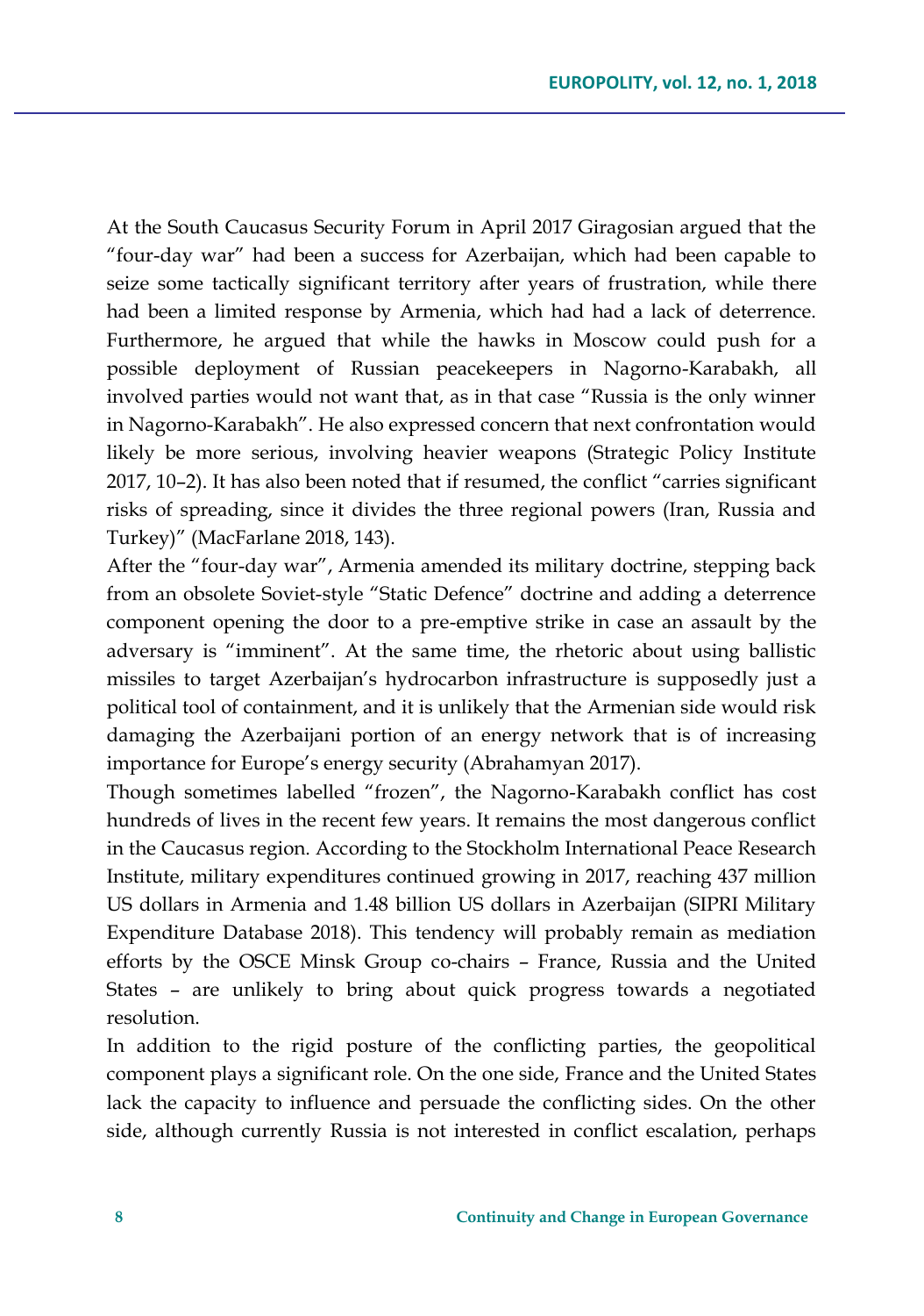At the South Caucasus Security Forum in April 2017 Giragosian argued that the "four-day war" had been a success for Azerbaijan, which had been capable to seize some tactically significant territory after years of frustration, while there had been a limited response by Armenia, which had had a lack of deterrence. Furthermore, he argued that while the hawks in Moscow could push for a possible deployment of Russian peacekeepers in Nagorno-Karabakh, all involved parties would not want that, as in that case "Russia is the only winner in Nagorno-Karabakh". He also expressed concern that next confrontation would likely be more serious, involving heavier weapons (Strategic Policy Institute 2017, 10–2). It has also been noted that if resumed, the conflict "carries significant risks of spreading, since it divides the three regional powers (Iran, Russia and Turkey)" (MacFarlane 2018, 143).

After the "four-day war", Armenia amended its military doctrine, stepping back from an obsolete Soviet-style "Static Defence" doctrine and adding a deterrence component opening the door to a pre-emptive strike in case an assault by the adversary is "imminent". At the same time, the rhetoric about using ballistic missiles to target Azerbaijan's hydrocarbon infrastructure is supposedly just a political tool of containment, and it is unlikely that the Armenian side would risk damaging the Azerbaijani portion of an energy network that is of increasing importance for Europe's energy security (Abrahamyan 2017).

Though sometimes labelled "frozen", the Nagorno-Karabakh conflict has cost hundreds of lives in the recent few years. It remains the most dangerous conflict in the Caucasus region. According to the Stockholm International Peace Research Institute, military expenditures continued growing in 2017, reaching 437 million US dollars in Armenia and 1.48 billion US dollars in Azerbaijan (SIPRI Military Expenditure Database 2018). This tendency will probably remain as mediation efforts by the OSCE Minsk Group co-chairs – France, Russia and the United States – are unlikely to bring about quick progress towards a negotiated resolution.

In addition to the rigid posture of the conflicting parties, the geopolitical component plays a significant role. On the one side, France and the United States lack the capacity to influence and persuade the conflicting sides. On the other side, although currently Russia is not interested in conflict escalation, perhaps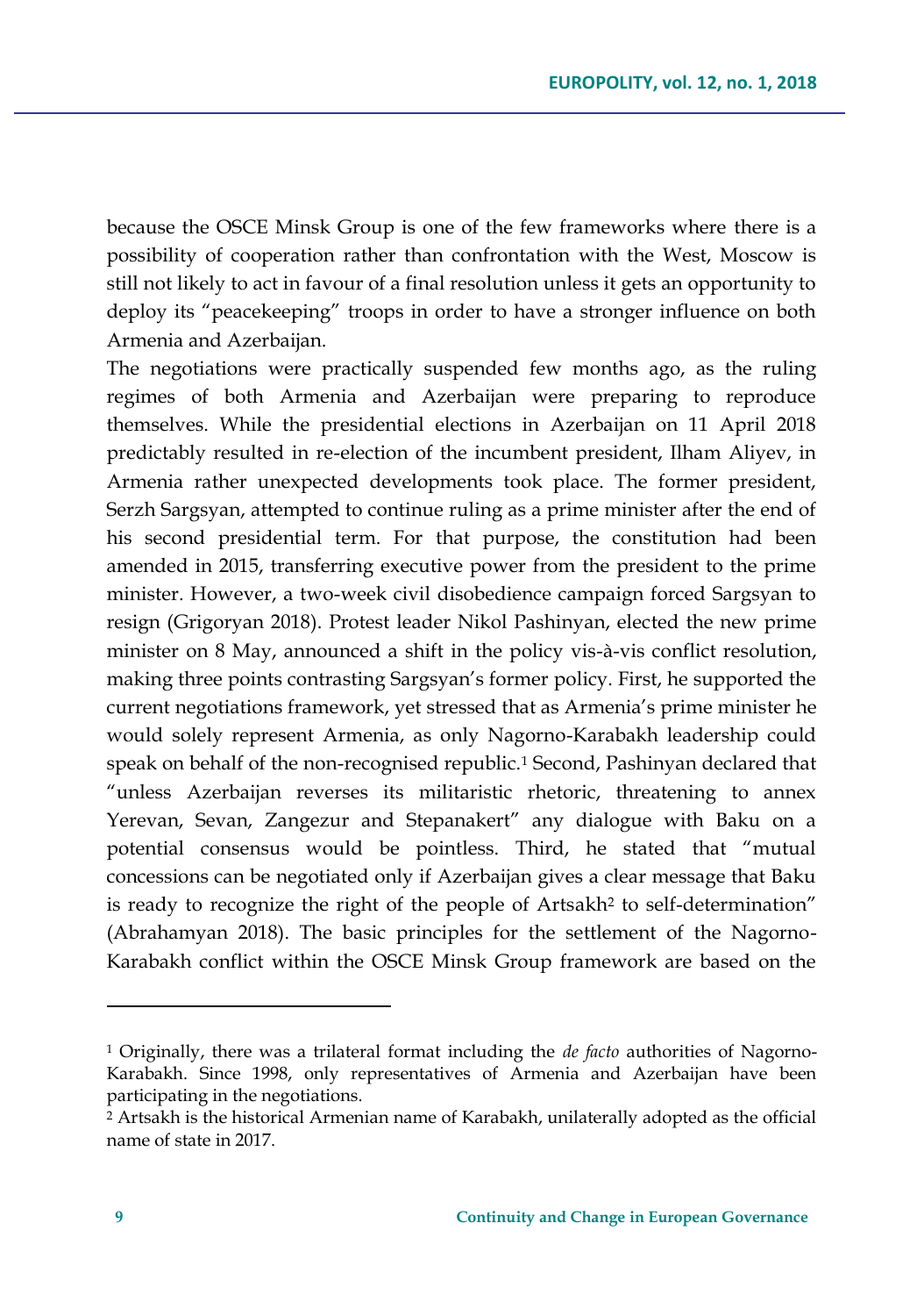because the OSCE Minsk Group is one of the few frameworks where there is a possibility of cooperation rather than confrontation with the West, Moscow is still not likely to act in favour of a final resolution unless it gets an opportunity to deploy its "peacekeeping" troops in order to have a stronger influence on both Armenia and Azerbaijan.

The negotiations were practically suspended few months ago, as the ruling regimes of both Armenia and Azerbaijan were preparing to reproduce themselves. While the presidential elections in Azerbaijan on 11 April 2018 predictably resulted in re-election of the incumbent president, Ilham Aliyev, in Armenia rather unexpected developments took place. The former president, Serzh Sargsyan, attempted to continue ruling as a prime minister after the end of his second presidential term. For that purpose, the constitution had been amended in 2015, transferring executive power from the president to the prime minister. However, a two-week civil disobedience campaign forced Sargsyan to resign (Grigoryan 2018). Protest leader Nikol Pashinyan, elected the new prime minister on 8 May, announced a shift in the policy vis-à-vis conflict resolution, making three points contrasting Sargsyan's former policy. First, he supported the current negotiations framework, yet stressed that as Armenia's prime minister he would solely represent Armenia, as only Nagorno-Karabakh leadership could speak on behalf of the non-recognised republic.[1] Second, Pashinyan declared that "unless Azerbaijan reverses its militaristic rhetoric, threatening to annex Yerevan, Sevan, Zangezur and Stepanakert" any dialogue with Baku on a potential consensus would be pointless. Third, he stated that "mutual concessions can be negotiated only if Azerbaijan gives a clear message that Baku is ready to recognize the right of the people of Artsakh[2] to self-determination" (Abrahamyan 2018). The basic principles for the settlement of the Nagorno-Karabakh conflict within the OSCE Minsk Group framework are based on the

---

[1] Originally, there was a trilateral format including the *de facto* authorities of Nagorno-Karabakh. Since 1998, only representatives of Armenia and Azerbaijan have been participating in the negotiations.

[2] Artsakh is the historical Armenian name of Karabakh, unilaterally adopted as the official name of state in 2017.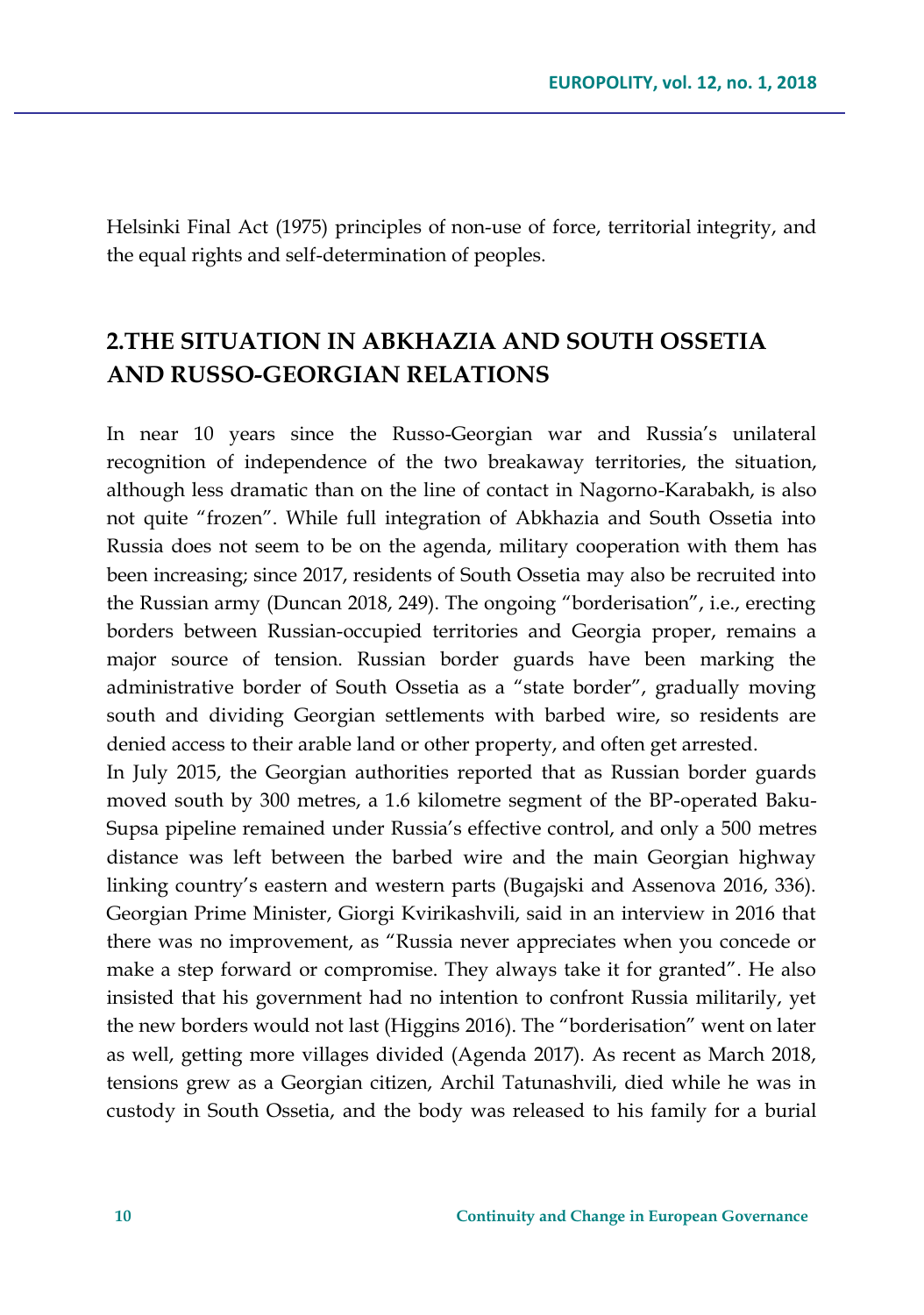Helsinki Final Act (1975) principles of non-use of force, territorial integrity, and the equal rights and self-determination of peoples.

## 2.THE SITUATION IN ABKHAZIA AND SOUTH OSSETIA AND RUSSO-GEORGIAN RELATIONS

In near 10 years since the Russo-Georgian war and Russia's unilateral recognition of independence of the two breakaway territories, the situation, although less dramatic than on the line of contact in Nagorno-Karabakh, is also not quite "frozen". While full integration of Abkhazia and South Ossetia into Russia does not seem to be on the agenda, military cooperation with them has been increasing; since 2017, residents of South Ossetia may also be recruited into the Russian army (Duncan 2018, 249). The ongoing "borderisation", i.e., erecting borders between Russian-occupied territories and Georgia proper, remains a major source of tension. Russian border guards have been marking the administrative border of South Ossetia as a "state border", gradually moving south and dividing Georgian settlements with barbed wire, so residents are denied access to their arable land or other property, and often get arrested.

In July 2015, the Georgian authorities reported that as Russian border guards moved south by 300 metres, a 1.6 kilometre segment of the BP-operated Baku-Supsa pipeline remained under Russia's effective control, and only a 500 metres distance was left between the barbed wire and the main Georgian highway linking country's eastern and western parts (Bugajski and Assenova 2016, 336). Georgian Prime Minister, Giorgi Kvirikashvili, said in an interview in 2016 that there was no improvement, as "Russia never appreciates when you concede or make a step forward or compromise. They always take it for granted". He also insisted that his government had no intention to confront Russia militarily, yet the new borders would not last (Higgins 2016). The "borderisation" went on later as well, getting more villages divided (Agenda 2017). As recent as March 2018, tensions grew as a Georgian citizen, Archil Tatunashvili, died while he was in custody in South Ossetia, and the body was released to his family for a burial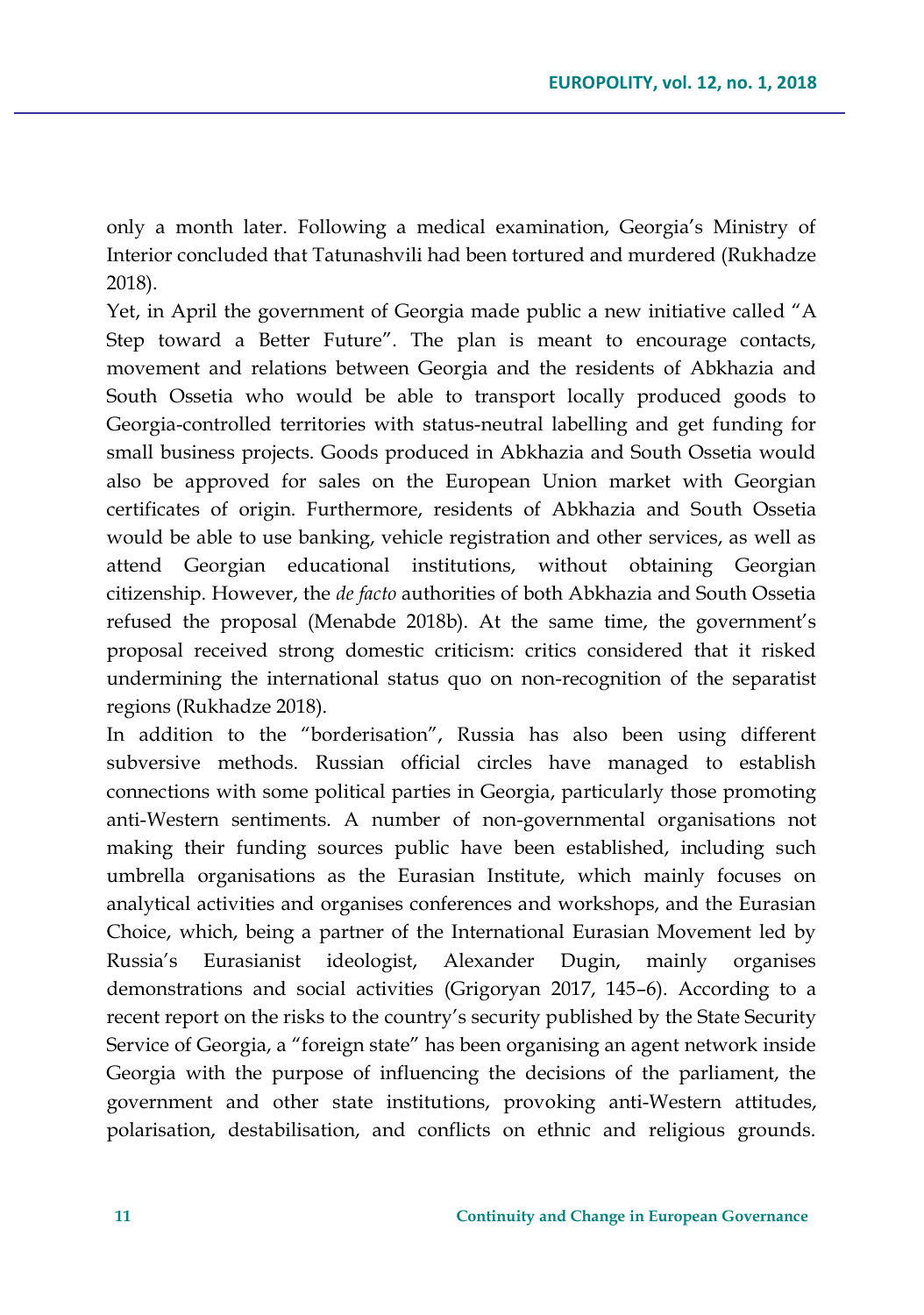only a month later. Following a medical examination, Georgia's Ministry of Interior concluded that Tatunashvili had been tortured and murdered (Rukhadze 2018).

Yet, in April the government of Georgia made public a new initiative called "A Step toward a Better Future". The plan is meant to encourage contacts, movement and relations between Georgia and the residents of Abkhazia and South Ossetia who would be able to transport locally produced goods to Georgia-controlled territories with status-neutral labelling and get funding for small business projects. Goods produced in Abkhazia and South Ossetia would also be approved for sales on the European Union market with Georgian certificates of origin. Furthermore, residents of Abkhazia and South Ossetia would be able to use banking, vehicle registration and other services, as well as attend Georgian educational institutions, without obtaining Georgian citizenship. However, the *de facto* authorities of both Abkhazia and South Ossetia refused the proposal (Menabde 2018b). At the same time, the government's proposal received strong domestic criticism: critics considered that it risked undermining the international status quo on non-recognition of the separatist regions (Rukhadze 2018).

In addition to the "borderisation", Russia has also been using different subversive methods. Russian official circles have managed to establish connections with some political parties in Georgia, particularly those promoting anti-Western sentiments. A number of non-governmental organisations not making their funding sources public have been established, including such umbrella organisations as the Eurasian Institute, which mainly focuses on analytical activities and organises conferences and workshops, and the Eurasian Choice, which, being a partner of the International Eurasian Movement led by Russia's Eurasianist ideologist, Alexander Dugin, mainly organises demonstrations and social activities (Grigoryan 2017, 145–6). According to a recent report on the risks to the country's security published by the State Security Service of Georgia, a "foreign state" has been organising an agent network inside Georgia with the purpose of influencing the decisions of the parliament, the government and other state institutions, provoking anti-Western attitudes, polarisation, destabilisation, and conflicts on ethnic and religious grounds.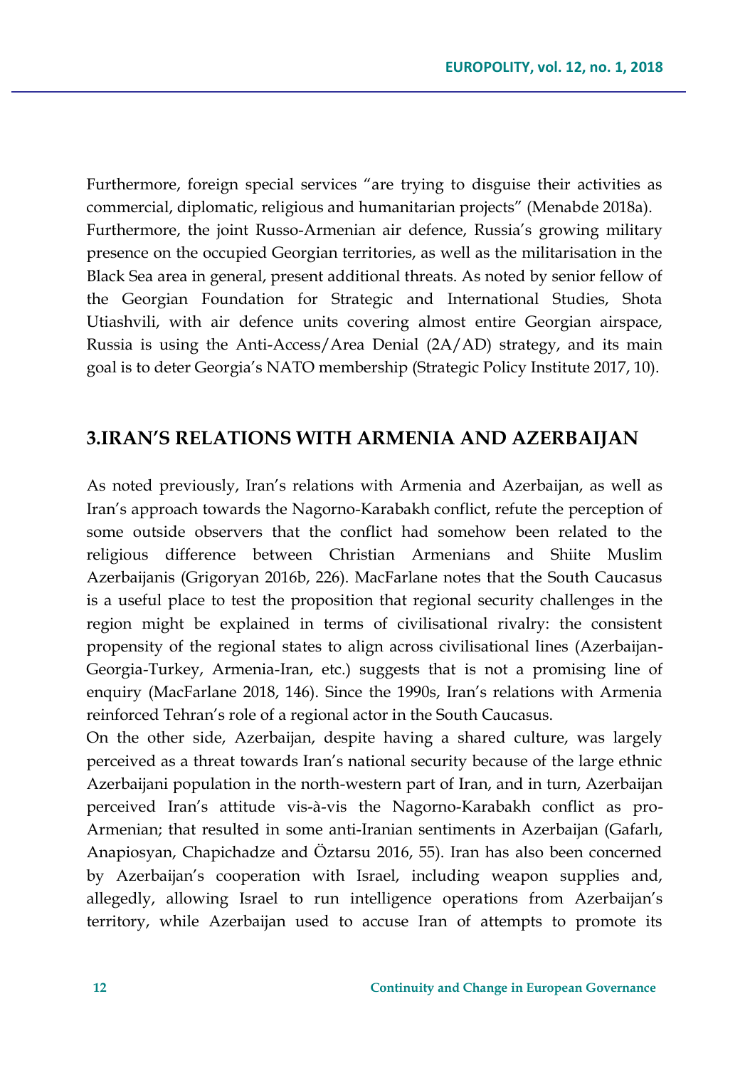Furthermore, foreign special services “are trying to disguise their activities as commercial, diplomatic, religious and humanitarian projects” (Menabde 2018a). Furthermore, the joint Russo-Armenian air defence, Russia’s growing military presence on the occupied Georgian territories, as well as the militarisation in the Black Sea area in general, present additional threats. As noted by senior fellow of the Georgian Foundation for Strategic and International Studies, Shota Utiashvili, with air defence units covering almost entire Georgian airspace, Russia is using the Anti-Access/Area Denial (2A/AD) strategy, and its main goal is to deter Georgia’s NATO membership (Strategic Policy Institute 2017, 10).

## 3.IRAN’S RELATIONS WITH ARMENIA AND AZERBAIJAN

As noted previously, Iran’s relations with Armenia and Azerbaijan, as well as Iran’s approach towards the Nagorno-Karabakh conflict, refute the perception of some outside observers that the conflict had somehow been related to the religious difference between Christian Armenians and Shiite Muslim Azerbaijanis (Grigoryan 2016b, 226). MacFarlane notes that the South Caucasus is a useful place to test the proposition that regional security challenges in the region might be explained in terms of civilisational rivalry: the consistent propensity of the regional states to align across civilisational lines (Azerbaijan-Georgia-Turkey, Armenia-Iran, etc.) suggests that is not a promising line of enquiry (MacFarlane 2018, 146). Since the 1990s, Iran’s relations with Armenia reinforced Tehran’s role of a regional actor in the South Caucasus.

On the other side, Azerbaijan, despite having a shared culture, was largely perceived as a threat towards Iran’s national security because of the large ethnic Azerbaijani population in the north-western part of Iran, and in turn, Azerbaijan perceived Iran’s attitude vis-à-vis the Nagorno-Karabakh conflict as pro-Armenian; that resulted in some anti-Iranian sentiments in Azerbaijan (Gafarlı, Anapiosyan, Chapichadze and Öztarsu 2016, 55). Iran has also been concerned by Azerbaijan’s cooperation with Israel, including weapon supplies and, allegedly, allowing Israel to run intelligence operations from Azerbaijan’s territory, while Azerbaijan used to accuse Iran of attempts to promote its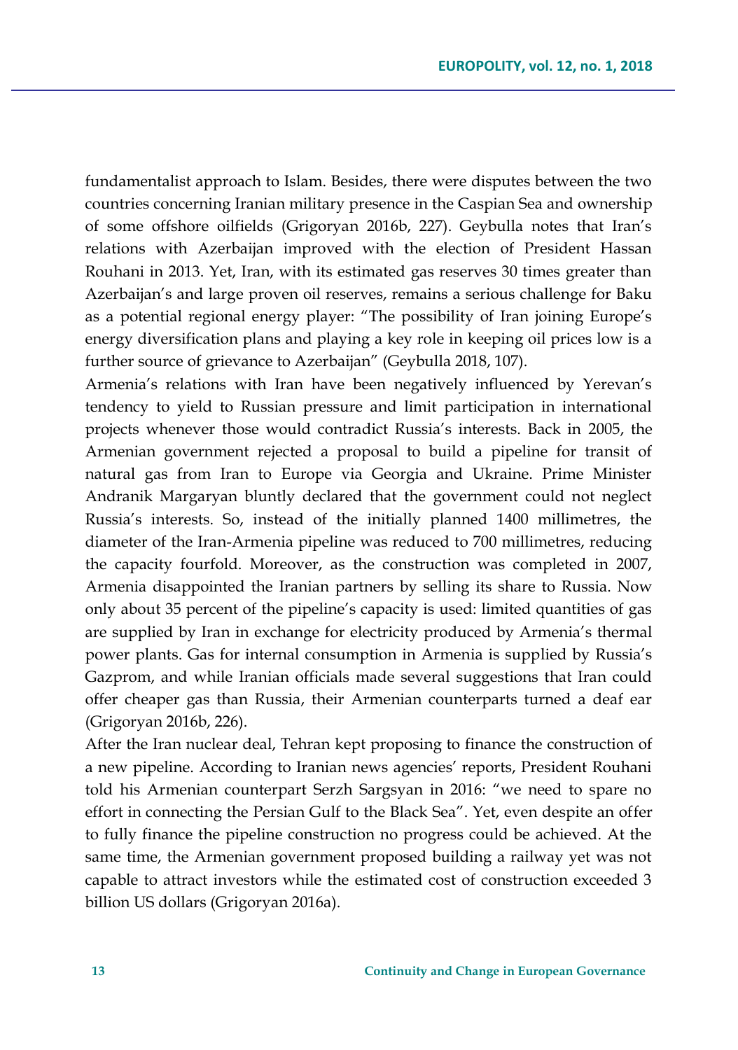fundamentalist approach to Islam. Besides, there were disputes between the two countries concerning Iranian military presence in the Caspian Sea and ownership of some offshore oilfields (Grigoryan 2016b, 227). Geybulla notes that Iran's relations with Azerbaijan improved with the election of President Hassan Rouhani in 2013. Yet, Iran, with its estimated gas reserves 30 times greater than Azerbaijan's and large proven oil reserves, remains a serious challenge for Baku as a potential regional energy player: "The possibility of Iran joining Europe's energy diversification plans and playing a key role in keeping oil prices low is a further source of grievance to Azerbaijan" (Geybulla 2018, 107).

Armenia's relations with Iran have been negatively influenced by Yerevan's tendency to yield to Russian pressure and limit participation in international projects whenever those would contradict Russia's interests. Back in 2005, the Armenian government rejected a proposal to build a pipeline for transit of natural gas from Iran to Europe via Georgia and Ukraine. Prime Minister Andranik Margaryan bluntly declared that the government could not neglect Russia's interests. So, instead of the initially planned 1400 millimetres, the diameter of the Iran-Armenia pipeline was reduced to 700 millimetres, reducing the capacity fourfold. Moreover, as the construction was completed in 2007, Armenia disappointed the Iranian partners by selling its share to Russia. Now only about 35 percent of the pipeline's capacity is used: limited quantities of gas are supplied by Iran in exchange for electricity produced by Armenia's thermal power plants. Gas for internal consumption in Armenia is supplied by Russia's Gazprom, and while Iranian officials made several suggestions that Iran could offer cheaper gas than Russia, their Armenian counterparts turned a deaf ear (Grigoryan 2016b, 226).

After the Iran nuclear deal, Tehran kept proposing to finance the construction of a new pipeline. According to Iranian news agencies' reports, President Rouhani told his Armenian counterpart Serzh Sargsyan in 2016: "we need to spare no effort in connecting the Persian Gulf to the Black Sea". Yet, even despite an offer to fully finance the pipeline construction no progress could be achieved. At the same time, the Armenian government proposed building a railway yet was not capable to attract investors while the estimated cost of construction exceeded 3 billion US dollars (Grigoryan 2016a).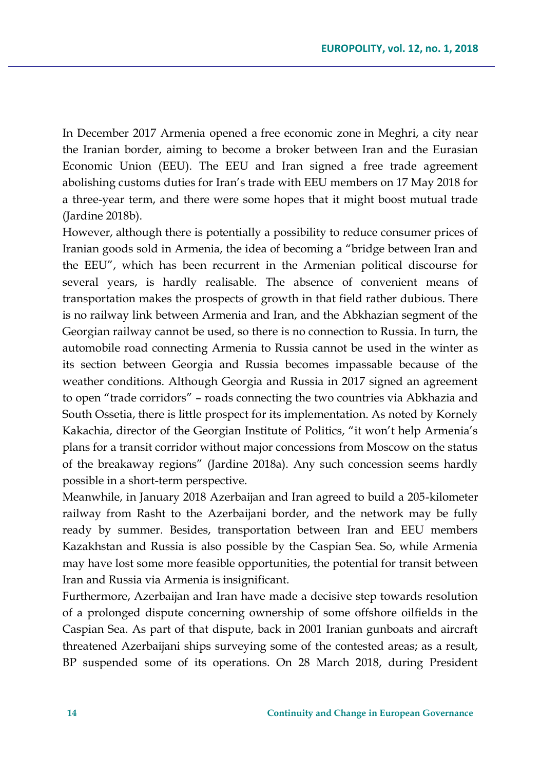In December 2017 Armenia opened a free economic zone in Meghri, a city near the Iranian border, aiming to become a broker between Iran and the Eurasian Economic Union (EEU). The EEU and Iran signed a free trade agreement abolishing customs duties for Iran's trade with EEU members on 17 May 2018 for a three-year term, and there were some hopes that it might boost mutual trade (Jardine 2018b).

However, although there is potentially a possibility to reduce consumer prices of Iranian goods sold in Armenia, the idea of becoming a "bridge between Iran and the EEU", which has been recurrent in the Armenian political discourse for several years, is hardly realisable. The absence of convenient means of transportation makes the prospects of growth in that field rather dubious. There is no railway link between Armenia and Iran, and the Abkhazian segment of the Georgian railway cannot be used, so there is no connection to Russia. In turn, the automobile road connecting Armenia to Russia cannot be used in the winter as its section between Georgia and Russia becomes impassable because of the weather conditions. Although Georgia and Russia in 2017 signed an agreement to open "trade corridors" – roads connecting the two countries via Abkhazia and South Ossetia, there is little prospect for its implementation. As noted by Kornely Kakachia, director of the Georgian Institute of Politics, "it won't help Armenia's plans for a transit corridor without major concessions from Moscow on the status of the breakaway regions" (Jardine 2018a). Any such concession seems hardly possible in a short-term perspective.

Meanwhile, in January 2018 Azerbaijan and Iran agreed to build a 205-kilometer railway from Rasht to the Azerbaijani border, and the network may be fully ready by summer. Besides, transportation between Iran and EEU members Kazakhstan and Russia is also possible by the Caspian Sea. So, while Armenia may have lost some more feasible opportunities, the potential for transit between Iran and Russia via Armenia is insignificant.

Furthermore, Azerbaijan and Iran have made a decisive step towards resolution of a prolonged dispute concerning ownership of some offshore oilfields in the Caspian Sea. As part of that dispute, back in 2001 Iranian gunboats and aircraft threatened Azerbaijani ships surveying some of the contested areas; as a result, BP suspended some of its operations. On 28 March 2018, during President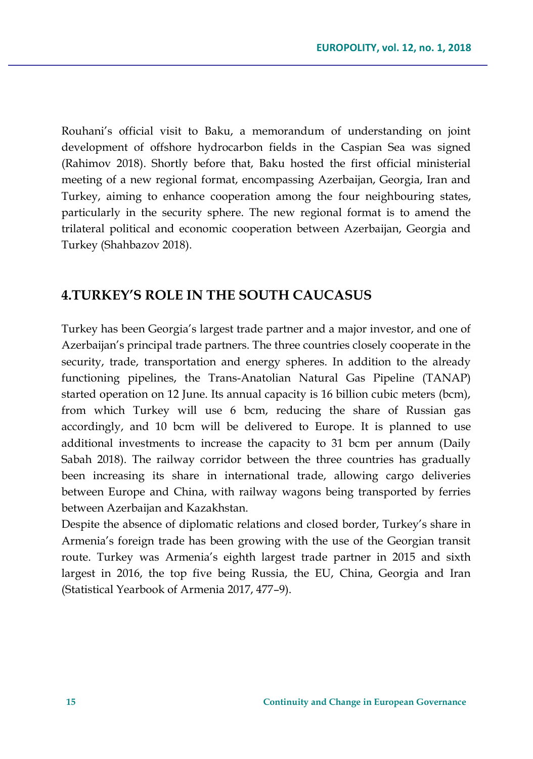Rouhani's official visit to Baku, a memorandum of understanding on joint development of offshore hydrocarbon fields in the Caspian Sea was signed (Rahimov 2018). Shortly before that, Baku hosted the first official ministerial meeting of a new regional format, encompassing Azerbaijan, Georgia, Iran and Turkey, aiming to enhance cooperation among the four neighbouring states, particularly in the security sphere. The new regional format is to amend the trilateral political and economic cooperation between Azerbaijan, Georgia and Turkey (Shahbazov 2018).

## 4.TURKEY'S ROLE IN THE SOUTH CAUCASUS

Turkey has been Georgia's largest trade partner and a major investor, and one of Azerbaijan's principal trade partners. The three countries closely cooperate in the security, trade, transportation and energy spheres. In addition to the already functioning pipelines, the Trans-Anatolian Natural Gas Pipeline (TANAP) started operation on 12 June. Its annual capacity is 16 billion cubic meters (bcm), from which Turkey will use 6 bcm, reducing the share of Russian gas accordingly, and 10 bcm will be delivered to Europe. It is planned to use additional investments to increase the capacity to 31 bcm per annum (Daily Sabah 2018). The railway corridor between the three countries has gradually been increasing its share in international trade, allowing cargo deliveries between Europe and China, with railway wagons being transported by ferries between Azerbaijan and Kazakhstan.

Despite the absence of diplomatic relations and closed border, Turkey's share in Armenia's foreign trade has been growing with the use of the Georgian transit route. Turkey was Armenia's eighth largest trade partner in 2015 and sixth largest in 2016, the top five being Russia, the EU, China, Georgia and Iran (Statistical Yearbook of Armenia 2017, 477–9).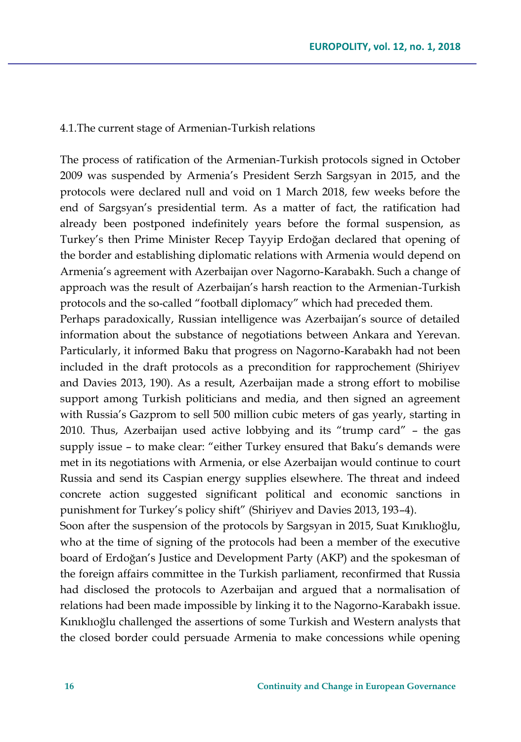### 4.1.The current stage of Armenian-Turkish relations

The process of ratification of the Armenian-Turkish protocols signed in October 2009 was suspended by Armenia's President Serzh Sargsyan in 2015, and the protocols were declared null and void on 1 March 2018, few weeks before the end of Sargsyan's presidential term. As a matter of fact, the ratification had already been postponed indefinitely years before the formal suspension, as Turkey's then Prime Minister Recep Tayyip Erdoğan declared that opening of the border and establishing diplomatic relations with Armenia would depend on Armenia's agreement with Azerbaijan over Nagorno-Karabakh. Such a change of approach was the result of Azerbaijan's harsh reaction to the Armenian-Turkish protocols and the so-called "football diplomacy" which had preceded them.

Perhaps paradoxically, Russian intelligence was Azerbaijan's source of detailed information about the substance of negotiations between Ankara and Yerevan. Particularly, it informed Baku that progress on Nagorno-Karabakh had not been included in the draft protocols as a precondition for rapprochement (Shiriyev and Davies 2013, 190). As a result, Azerbaijan made a strong effort to mobilise support among Turkish politicians and media, and then signed an agreement with Russia's Gazprom to sell 500 million cubic meters of gas yearly, starting in 2010. Thus, Azerbaijan used active lobbying and its "trump card" – the gas supply issue – to make clear: "either Turkey ensured that Baku's demands were met in its negotiations with Armenia, or else Azerbaijan would continue to court Russia and send its Caspian energy supplies elsewhere. The threat and indeed concrete action suggested significant political and economic sanctions in punishment for Turkey's policy shift" (Shiriyev and Davies 2013, 193–4).

Soon after the suspension of the protocols by Sargsyan in 2015, Suat Kınıklıoğlu, who at the time of signing of the protocols had been a member of the executive board of Erdoğan's Justice and Development Party (AKP) and the spokesman of the foreign affairs committee in the Turkish parliament, reconfirmed that Russia had disclosed the protocols to Azerbaijan and argued that a normalisation of relations had been made impossible by linking it to the Nagorno-Karabakh issue. Kınıklıoğlu challenged the assertions of some Turkish and Western analysts that the closed border could persuade Armenia to make concessions while opening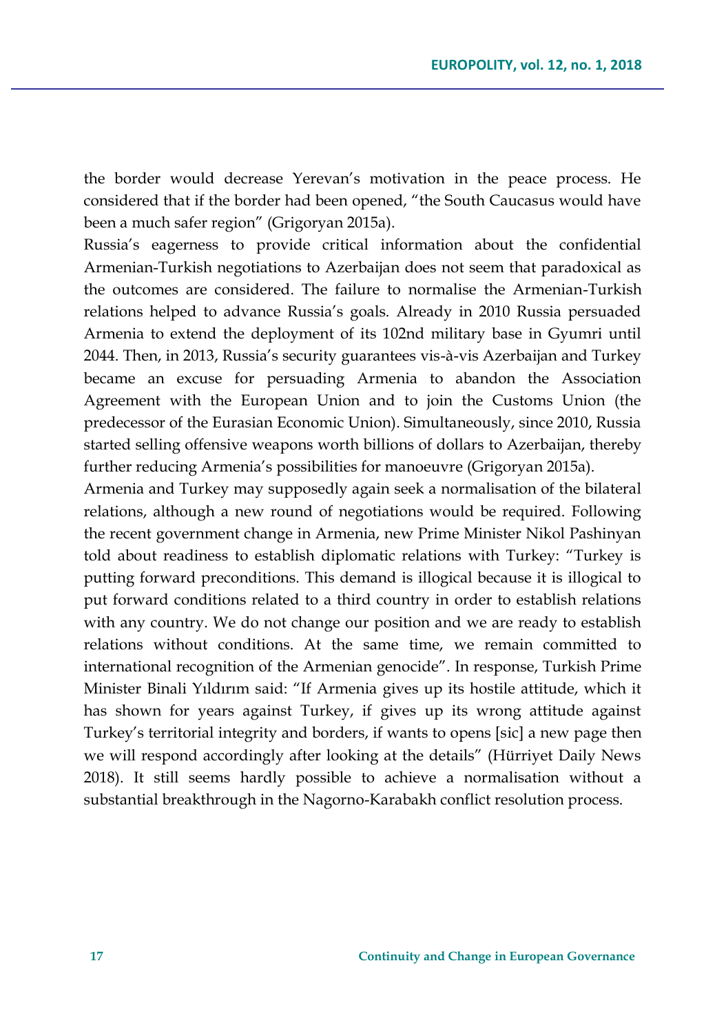the border would decrease Yerevan's motivation in the peace process. He considered that if the border had been opened, "the South Caucasus would have been a much safer region" (Grigoryan 2015a).

Russia's eagerness to provide critical information about the confidential Armenian-Turkish negotiations to Azerbaijan does not seem that paradoxical as the outcomes are considered. The failure to normalise the Armenian-Turkish relations helped to advance Russia's goals. Already in 2010 Russia persuaded Armenia to extend the deployment of its 102nd military base in Gyumri until 2044. Then, in 2013, Russia's security guarantees vis-à-vis Azerbaijan and Turkey became an excuse for persuading Armenia to abandon the Association Agreement with the European Union and to join the Customs Union (the predecessor of the Eurasian Economic Union). Simultaneously, since 2010, Russia started selling offensive weapons worth billions of dollars to Azerbaijan, thereby further reducing Armenia's possibilities for manoeuvre (Grigoryan 2015a).

Armenia and Turkey may supposedly again seek a normalisation of the bilateral relations, although a new round of negotiations would be required. Following the recent government change in Armenia, new Prime Minister Nikol Pashinyan told about readiness to establish diplomatic relations with Turkey: "Turkey is putting forward preconditions. This demand is illogical because it is illogical to put forward conditions related to a third country in order to establish relations with any country. We do not change our position and we are ready to establish relations without conditions. At the same time, we remain committed to international recognition of the Armenian genocide". In response, Turkish Prime Minister Binali Yıldırım said: "If Armenia gives up its hostile attitude, which it has shown for years against Turkey, if gives up its wrong attitude against Turkey's territorial integrity and borders, if wants to opens [sic] a new page then we will respond accordingly after looking at the details" (Hürriyet Daily News 2018). It still seems hardly possible to achieve a normalisation without a substantial breakthrough in the Nagorno-Karabakh conflict resolution process.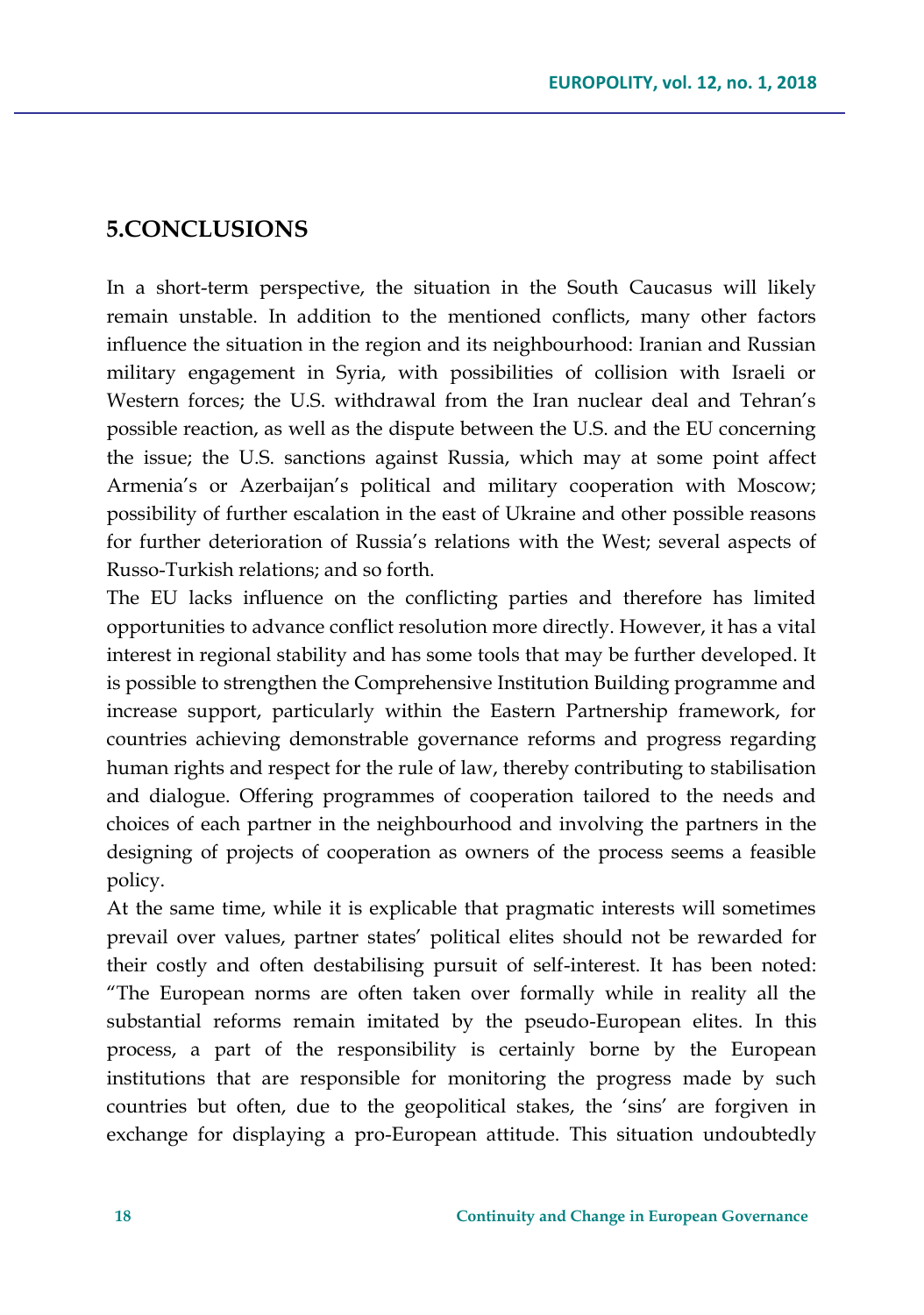## 5.CONCLUSIONS

In a short-term perspective, the situation in the South Caucasus will likely remain unstable. In addition to the mentioned conflicts, many other factors influence the situation in the region and its neighbourhood: Iranian and Russian military engagement in Syria, with possibilities of collision with Israeli or Western forces; the U.S. withdrawal from the Iran nuclear deal and Tehran's possible reaction, as well as the dispute between the U.S. and the EU concerning the issue; the U.S. sanctions against Russia, which may at some point affect Armenia's or Azerbaijan's political and military cooperation with Moscow; possibility of further escalation in the east of Ukraine and other possible reasons for further deterioration of Russia's relations with the West; several aspects of Russo-Turkish relations; and so forth.

The EU lacks influence on the conflicting parties and therefore has limited opportunities to advance conflict resolution more directly. However, it has a vital interest in regional stability and has some tools that may be further developed. It is possible to strengthen the Comprehensive Institution Building programme and increase support, particularly within the Eastern Partnership framework, for countries achieving demonstrable governance reforms and progress regarding human rights and respect for the rule of law, thereby contributing to stabilisation and dialogue. Offering programmes of cooperation tailored to the needs and choices of each partner in the neighbourhood and involving the partners in the designing of projects of cooperation as owners of the process seems a feasible policy.

At the same time, while it is explicable that pragmatic interests will sometimes prevail over values, partner states' political elites should not be rewarded for their costly and often destabilising pursuit of self-interest. It has been noted: "The European norms are often taken over formally while in reality all the substantial reforms remain imitated by the pseudo-European elites. In this process, a part of the responsibility is certainly borne by the European institutions that are responsible for monitoring the progress made by such countries but often, due to the geopolitical stakes, the 'sins' are forgiven in exchange for displaying a pro-European attitude. This situation undoubtedly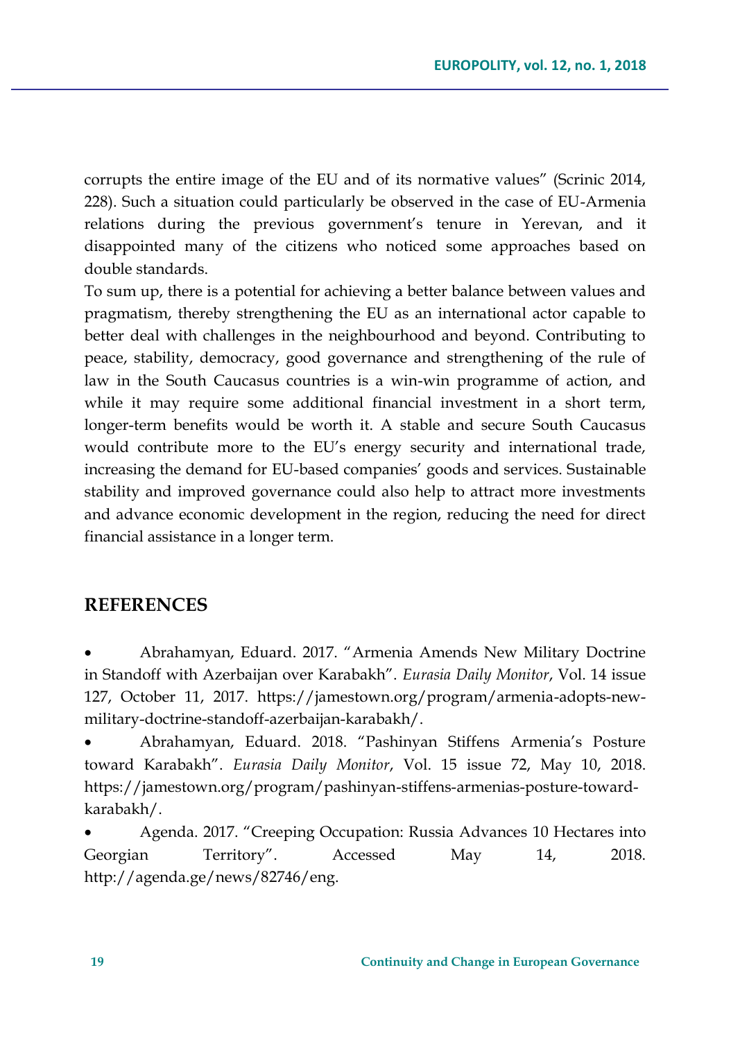corrupts the entire image of the EU and of its normative values" (Scrinic 2014, 228). Such a situation could particularly be observed in the case of EU-Armenia relations during the previous government's tenure in Yerevan, and it disappointed many of the citizens who noticed some approaches based on double standards.

To sum up, there is a potential for achieving a better balance between values and pragmatism, thereby strengthening the EU as an international actor capable to better deal with challenges in the neighbourhood and beyond. Contributing to peace, stability, democracy, good governance and strengthening of the rule of law in the South Caucasus countries is a win-win programme of action, and while it may require some additional financial investment in a short term, longer-term benefits would be worth it. A stable and secure South Caucasus would contribute more to the EU's energy security and international trade, increasing the demand for EU-based companies' goods and services. Sustainable stability and improved governance could also help to attract more investments and advance economic development in the region, reducing the need for direct financial assistance in a longer term.

## REFERENCES

- Abrahamyan, Eduard. 2017. "Armenia Amends New Military Doctrine in Standoff with Azerbaijan over Karabakh". *Eurasia Daily Monitor*, Vol. 14 issue 127, October 11, 2017. https://jamestown.org/program/armenia-adopts-new-military-doctrine-standoff-azerbaijan-karabakh/.
- Abrahamyan, Eduard. 2018. "Pashinyan Stiffens Armenia's Posture toward Karabakh". *Eurasia Daily Monitor*, Vol. 15 issue 72, May 10, 2018. https://jamestown.org/program/pashinyan-stiffens-armenias-posture-toward-karabakh/.
- Agenda. 2017. "Creeping Occupation: Russia Advances 10 Hectares into Georgian Territory". Accessed May 14, 2018. http://agenda.ge/news/82746/eng.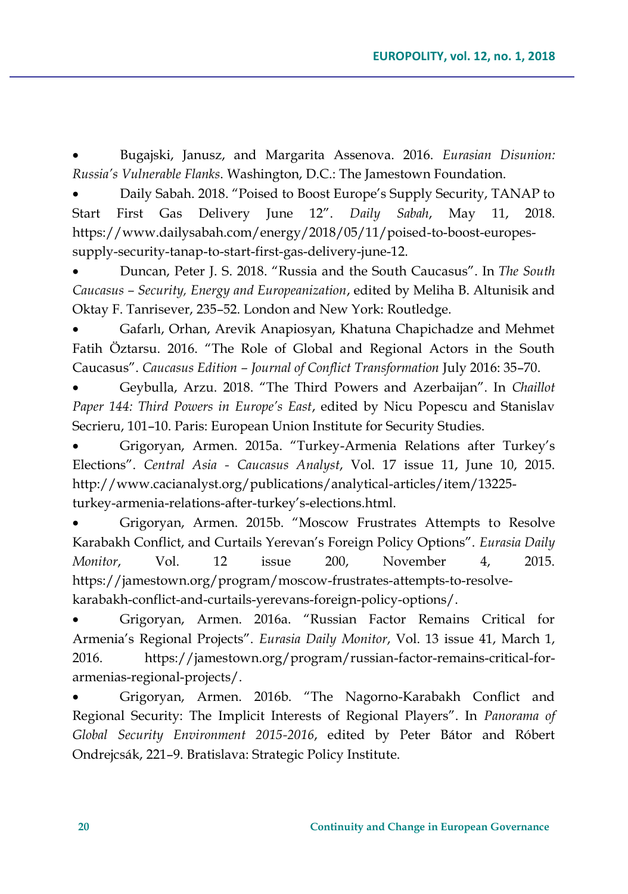- Bugajski, Janusz, and Margarita Assenova. 2016. *Eurasian Disunion: Russia's Vulnerable Flanks*. Washington, D.C.: The Jamestown Foundation.
- Daily Sabah. 2018. "Poised to Boost Europe's Supply Security, TANAP to Start First Gas Delivery June 12". *Daily Sabah*, May 11, 2018. https://www.dailysabah.com/energy/2018/05/11/poised-to-boost-europes-supply-security-tanap-to-start-first-gas-delivery-june-12.
- Duncan, Peter J. S. 2018. "Russia and the South Caucasus". In *The South Caucasus – Security, Energy and Europeanization*, edited by Meliha B. Altunisik and Oktay F. Tanrisever, 235–52. London and New York: Routledge.
- Gafarlı, Orhan, Arevik Anapiosyan, Khatuna Chapichadze and Mehmet Fatih Öztarsu. 2016. "The Role of Global and Regional Actors in the South Caucasus". *Caucasus Edition – Journal of Conflict Transformation* July 2016: 35–70.
- Geybulla, Arzu. 2018. "The Third Powers and Azerbaijan". In *Chaillot Paper 144: Third Powers in Europe's East*, edited by Nicu Popescu and Stanislav Secrieru, 101–10. Paris: European Union Institute for Security Studies.
- Grigoryan, Armen. 2015a. "Turkey-Armenia Relations after Turkey's Elections". *Central Asia - Caucasus Analyst*, Vol. 17 issue 11, June 10, 2015. http://www.cacianalyst.org/publications/analytical-articles/item/13225-turkey-armenia-relations-after-turkey's-elections.html.
- Grigoryan, Armen. 2015b. "Moscow Frustrates Attempts to Resolve Karabakh Conflict, and Curtails Yerevan's Foreign Policy Options". *Eurasia Daily Monitor*, Vol. 12 issue 200, November 4, 2015. https://jamestown.org/program/moscow-frustrates-attempts-to-resolve-karabakh-conflict-and-curtails-yerevans-foreign-policy-options/.
- Grigoryan, Armen. 2016a. "Russian Factor Remains Critical for Armenia's Regional Projects". *Eurasia Daily Monitor*, Vol. 13 issue 41, March 1, 2016. https://jamestown.org/program/russian-factor-remains-critical-for-armenias-regional-projects/.
- Grigoryan, Armen. 2016b. "The Nagorno-Karabakh Conflict and Regional Security: The Implicit Interests of Regional Players". In *Panorama of Global Security Environment 2015-2016*, edited by Peter Bátor and Róbert Ondrejcsák, 221–9. Bratislava: Strategic Policy Institute.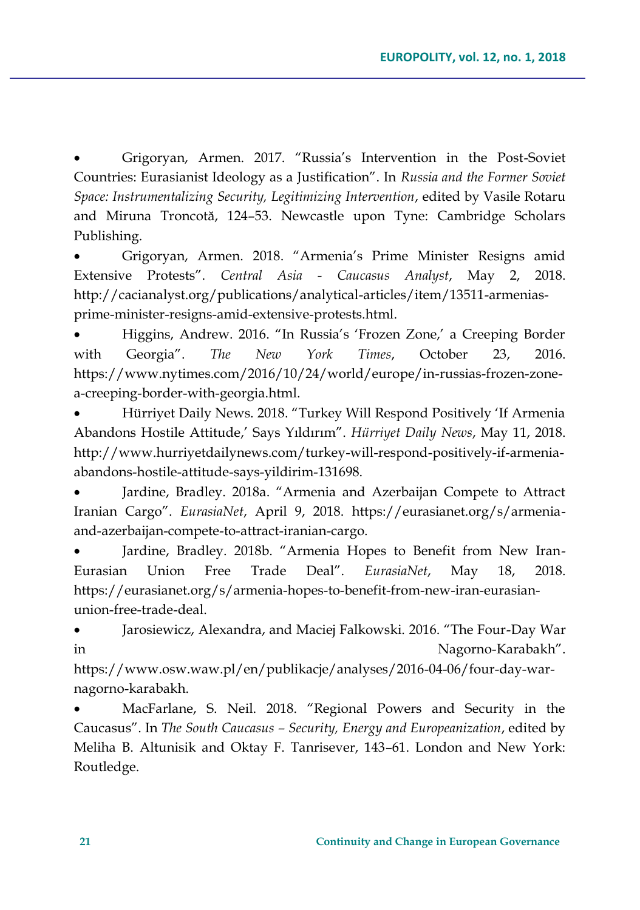- Grigoryan, Armen. 2017. "Russia's Intervention in the Post-Soviet Countries: Eurasianist Ideology as a Justification". In *Russia and the Former Soviet Space: Instrumentalizing Security, Legitimizing Intervention*, edited by Vasile Rotaru and Miruna Troncotă, 124–53. Newcastle upon Tyne: Cambridge Scholars Publishing.
- Grigoryan, Armen. 2018. "Armenia's Prime Minister Resigns amid Extensive Protests". *Central Asia - Caucasus Analyst*, May 2, 2018. http://cacianalyst.org/publications/analytical-articles/item/13511-armenias-prime-minister-resigns-amid-extensive-protests.html.
- Higgins, Andrew. 2016. "In Russia's 'Frozen Zone,' a Creeping Border with Georgia". *The New York Times*, October 23, 2016. https://www.nytimes.com/2016/10/24/world/europe/in-russias-frozen-zone-a-creeping-border-with-georgia.html.
- Hürriyet Daily News. 2018. "Turkey Will Respond Positively 'If Armenia Abandons Hostile Attitude,' Says Yıldırım". *Hürriyet Daily News*, May 11, 2018. http://www.hurriyetdailynews.com/turkey-will-respond-positively-if-armenia-abandons-hostile-attitude-says-yildirim-131698.
- Jardine, Bradley. 2018a. "Armenia and Azerbaijan Compete to Attract Iranian Cargo". *EurasiaNet*, April 9, 2018. https://eurasianet.org/s/armenia-and-azerbaijan-compete-to-attract-iranian-cargo.
- Jardine, Bradley. 2018b. "Armenia Hopes to Benefit from New Iran-Eurasian Union Free Trade Deal". *EurasiaNet*, May 18, 2018. https://eurasianet.org/s/armenia-hopes-to-benefit-from-new-iran-eurasian-union-free-trade-deal.
- Jarosiewicz, Alexandra, and Maciej Falkowski. 2016. "The Four-Day War in Nagorno-Karabakh". https://www.osw.waw.pl/en/publikacje/analyses/2016-04-06/four-day-war-nagorno-karabakh.
- MacFarlane, S. Neil. 2018. "Regional Powers and Security in the Caucasus". In *The South Caucasus – Security, Energy and Europeanization*, edited by Meliha B. Altunisik and Oktay F. Tanrisever, 143–61. London and New York: Routledge.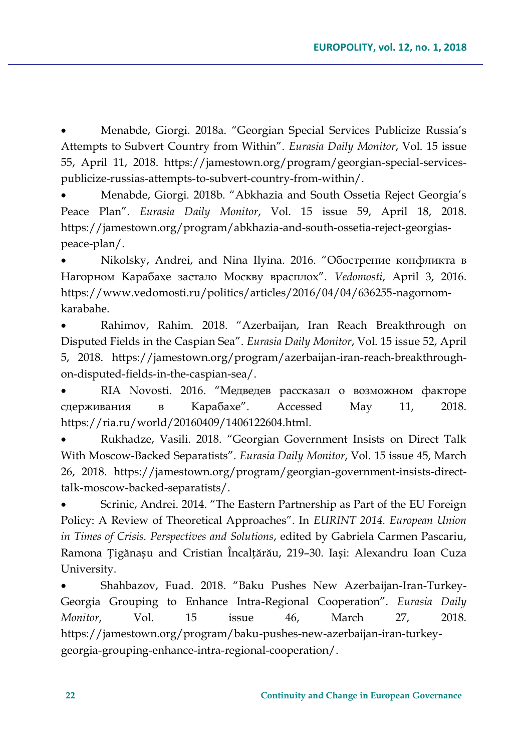- Menabde, Giorgi. 2018a. "Georgian Special Services Publicize Russia's Attempts to Subvert Country from Within". *Eurasia Daily Monitor*, Vol. 15 issue 55, April 11, 2018. https://jamestown.org/program/georgian-special-services-publicize-russias-attempts-to-subvert-country-from-within/.
- Menabde, Giorgi. 2018b. "Abkhazia and South Ossetia Reject Georgia's Peace Plan". *Eurasia Daily Monitor*, Vol. 15 issue 59, April 18, 2018. https://jamestown.org/program/abkhazia-and-south-ossetia-reject-georgias-peace-plan/.
- Nikolsky, Andrei, and Nina Ilyina. 2016. "Обострение конфликта в Нагорном Карабахе застало Москву врасплох". *Vedomosti*, April 3, 2016. https://www.vedomosti.ru/politics/articles/2016/04/04/636255-nagornom-karabahe.
- Rahimov, Rahim. 2018. "Azerbaijan, Iran Reach Breakthrough on Disputed Fields in the Caspian Sea". *Eurasia Daily Monitor*, Vol. 15 issue 52, April 5, 2018. https://jamestown.org/program/azerbaijan-iran-reach-breakthrough-on-disputed-fields-in-the-caspian-sea/.
- RIA Novosti. 2016. "Медведев рассказал о возможном факторе сдерживания в Карабахе". Accessed May 11, 2018. https://ria.ru/world/20160409/1406122604.html.
- Rukhadze, Vasili. 2018. "Georgian Government Insists on Direct Talk With Moscow-Backed Separatists". *Eurasia Daily Monitor*, Vol. 15 issue 45, March 26, 2018. https://jamestown.org/program/georgian-government-insists-direct-talk-moscow-backed-separatists/.
- Scrinic, Andrei. 2014. "The Eastern Partnership as Part of the EU Foreign Policy: A Review of Theoretical Approaches". In *EURINT 2014. European Union in Times of Crisis. Perspectives and Solutions*, edited by Gabriela Carmen Pascariu, Ramona Țigănașu and Cristian Încalțărău, 219–30. Iași: Alexandru Ioan Cuza University.
- Shahbazov, Fuad. 2018. "Baku Pushes New Azerbaijan-Iran-Turkey-Georgia Grouping to Enhance Intra-Regional Cooperation". *Eurasia Daily Monitor*, Vol. 15 issue 46, March 27, 2018. https://jamestown.org/program/baku-pushes-new-azerbaijan-iran-turkey-georgia-grouping-enhance-intra-regional-cooperation/.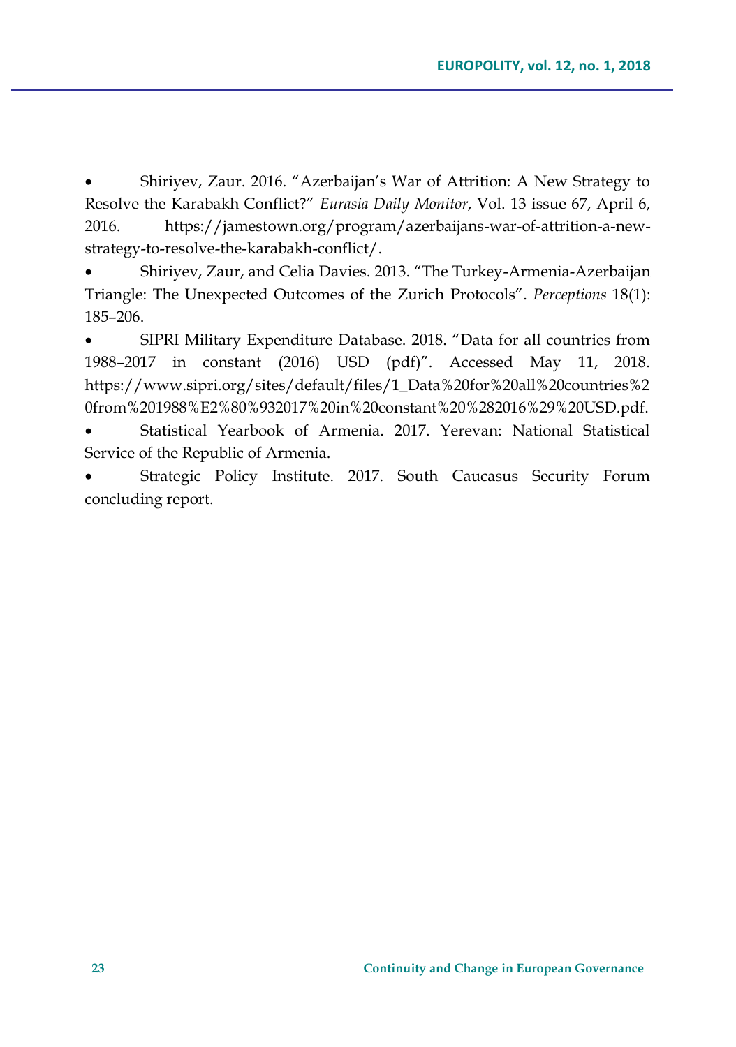- Shiriyev, Zaur. 2016. "Azerbaijan's War of Attrition: A New Strategy to Resolve the Karabakh Conflict?" *Eurasia Daily Monitor*, Vol. 13 issue 67, April 6, 2016. https://jamestown.org/program/azerbaijans-war-of-attrition-a-new-strategy-to-resolve-the-karabakh-conflict/.
- Shiriyev, Zaur, and Celia Davies. 2013. "The Turkey-Armenia-Azerbaijan Triangle: The Unexpected Outcomes of the Zurich Protocols". *Perceptions* 18(1): 185–206.
- SIPRI Military Expenditure Database. 2018. "Data for all countries from 1988–2017 in constant (2016) USD (pdf)". Accessed May 11, 2018. https://www.sipri.org/sites/default/files/1_Data%20for%20all%20countries%20from%201988%E2%80%932017%20in%20constant%20%282016%29%20USD.pdf.
- Statistical Yearbook of Armenia. 2017. Yerevan: National Statistical Service of the Republic of Armenia.
- Strategic Policy Institute. 2017. South Caucasus Security Forum concluding report.